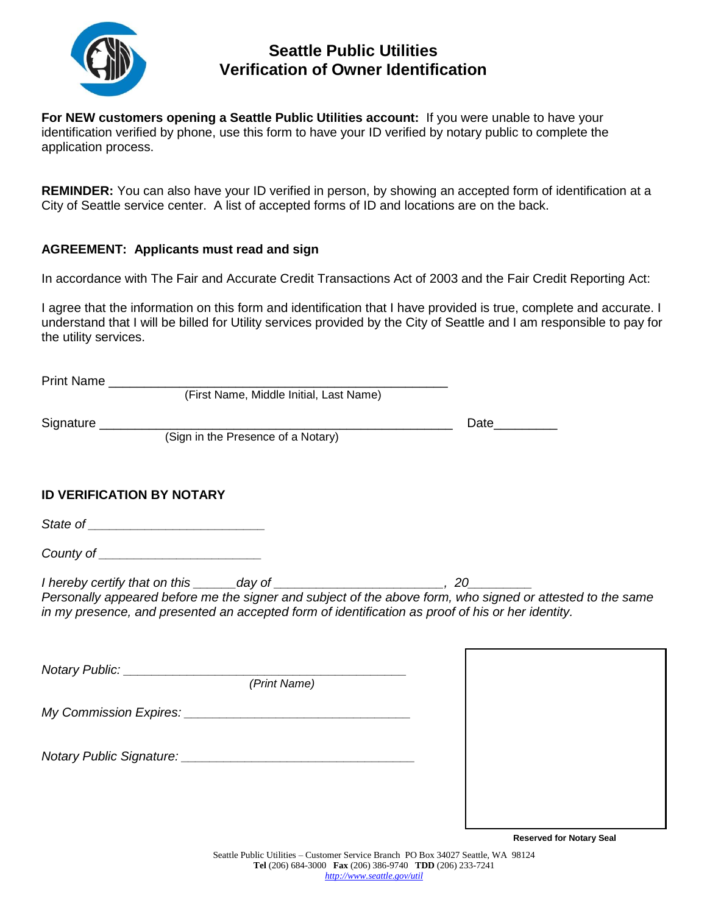# Seattle Public Utilities
# Verification of Owner Identification

**For NEW customers opening a Seattle Public Utilities account:** If you were unable to have your identification verified by phone, use this form to have your ID verified by notary public to complete the application process.

**REMINDER:** You can also have your ID verified in person, by showing an accepted form of identification at a City of Seattle service center. A list of accepted forms of ID and locations are on the back.

**AGREEMENT: Applicants must read and sign**

In accordance with The Fair and Accurate Credit Transactions Act of 2003 and the Fair Credit Reporting Act:

I agree that the information on this form and identification that I have provided is true, complete and accurate. I understand that I will be billed for Utility services provided by the City of Seattle and I am responsible to pay for the utility services.

Print Name ______________________________________________
(First Name, Middle Initial, Last Name)

Signature ______________________________________________ Date_________
(Sign in the Presence of a Notary)

**ID VERIFICATION BY NOTARY**

*State of* ________________________

*County of* ______________________

*I hereby certify that on this ______day of ______________________, 20_________*
*Personally appeared before me the signer and subject of the above form, who signed or attested to the same in my presence, and presented an accepted form of identification as proof of his or her identity.*

*Notary Public:* ________________________________________
*(Print Name)*

*My Commission Expires:* ________________________________

*Notary Public Signature:* _______________________________

**Reserved for Notary Seal**

Seattle Public Utilities – Customer Service Branch PO Box 34027 Seattle, WA 98124
**Tel** (206) 684-3000 **Fax** (206) 386-9740 **TDD** (206) 233-7241
http://www.seattle.gov/util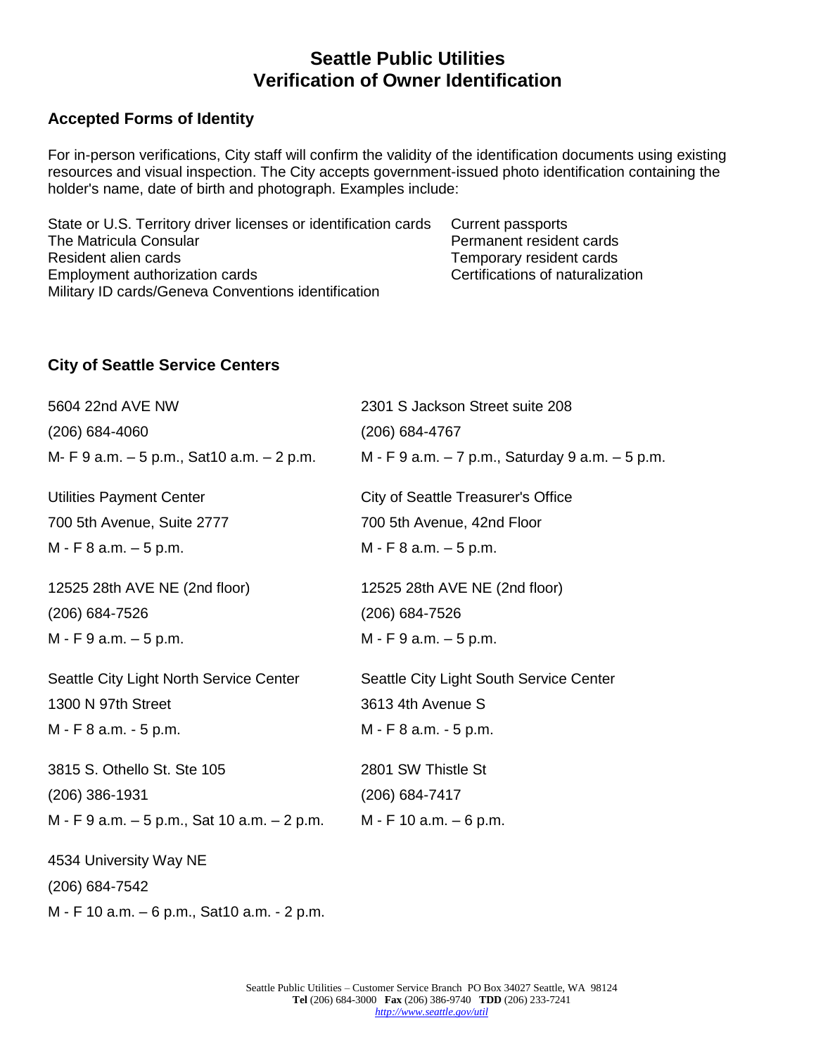# Seattle Public Utilities
# Verification of Owner Identification

## Accepted Forms of Identity

For in-person verifications, City staff will confirm the validity of the identification documents using existing resources and visual inspection. The City accepts government-issued photo identification containing the holder's name, date of birth and photograph. Examples include:

- State or U.S. Territory driver licenses or identification cards
- The Matricula Consular
- Resident alien cards
- Employment authorization cards
- Military ID cards/Geneva Conventions identification
- Current passports
- Permanent resident cards
- Temporary resident cards
- Certifications of naturalization

## City of Seattle Service Centers

5604 22nd AVE NW
(206) 684-4060
M- F 9 a.m. – 5 p.m., Sat10 a.m. – 2 p.m.

2301 S Jackson Street suite 208
(206) 684-4767
M - F 9 a.m. – 7 p.m., Saturday 9 a.m. – 5 p.m.

Utilities Payment Center
700 5th Avenue, Suite 2777
M - F 8 a.m. – 5 p.m.

City of Seattle Treasurer's Office
700 5th Avenue, 42nd Floor
M - F 8 a.m. – 5 p.m.

12525 28th AVE NE (2nd floor)
(206) 684-7526
M - F 9 a.m. – 5 p.m.

12525 28th AVE NE (2nd floor)
(206) 684-7526
M - F 9 a.m. – 5 p.m.

Seattle City Light North Service Center
1300 N 97th Street
M - F 8 a.m. - 5 p.m.

Seattle City Light South Service Center
3613 4th Avenue S
M - F 8 a.m. - 5 p.m.

3815 S. Othello St. Ste 105
(206) 386-1931
M - F 9 a.m. – 5 p.m., Sat 10 a.m. – 2 p.m.

2801 SW Thistle St
(206) 684-7417
M - F 10 a.m. – 6 p.m.

4534 University Way NE
(206) 684-7542
M - F 10 a.m. – 6 p.m., Sat10 a.m. - 2 p.m.

Seattle Public Utilities – Customer Service Branch PO Box 34027 Seattle, WA 98124
**Tel** (206) 684-3000 **Fax** (206) 386-9740 **TDD** (206) 233-7241
*http://www.seattle.gov/util*